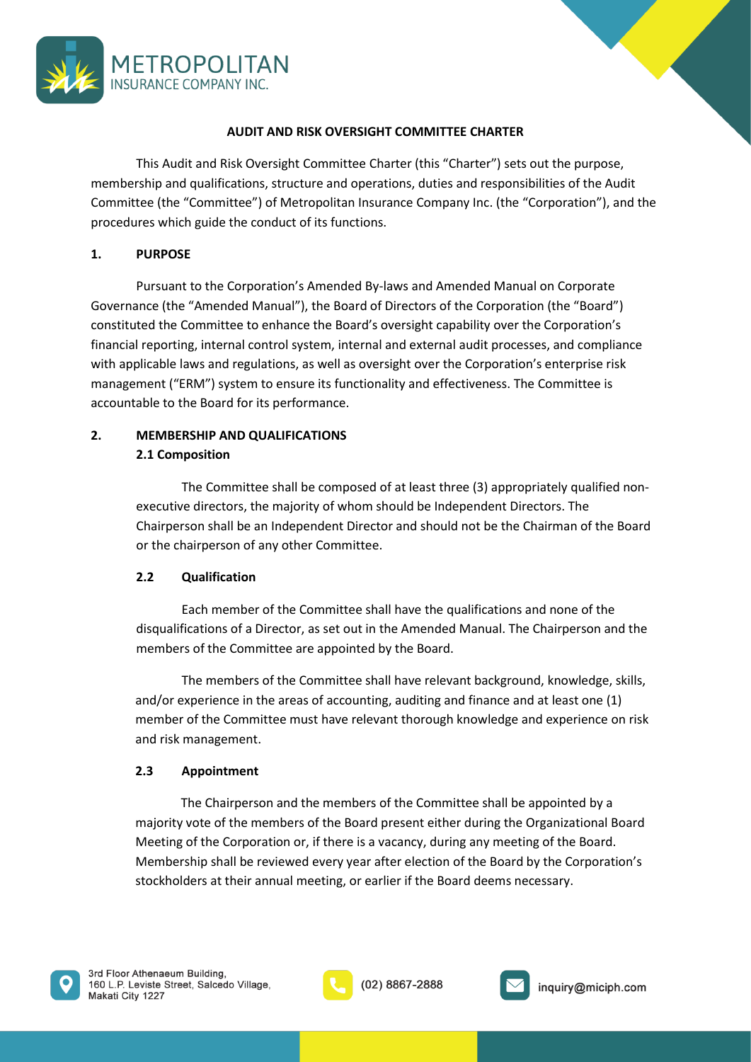# AUDIT AND RISK OVERSIGHT COMMITTEE CHARTER

This Audit and Risk Oversight Committee Charter (this "Charter") sets out the purpose, membership and qualifications, structure and operations, duties and responsibilities of the Audit Committee (the "Committee") of Metropolitan Insurance Company Inc. (the "Corporation"), and the procedures which guide the conduct of its functions.

## 1. PURPOSE

Pursuant to the Corporation's Amended By-laws and Amended Manual on Corporate Governance (the "Amended Manual"), the Board of Directors of the Corporation (the "Board") constituted the Committee to enhance the Board's oversight capability over the Corporation's financial reporting, internal control system, internal and external audit processes, and compliance with applicable laws and regulations, as well as oversight over the Corporation's enterprise risk management ("ERM") system to ensure its functionality and effectiveness. The Committee is accountable to the Board for its performance.

## 2. MEMBERSHIP AND QUALIFICATIONS

### 2.1 Composition

The Committee shall be composed of at least three (3) appropriately qualified non-executive directors, the majority of whom should be Independent Directors. The Chairperson shall be an Independent Director and should not be the Chairman of the Board or the chairperson of any other Committee.

### 2.2 Qualification

Each member of the Committee shall have the qualifications and none of the disqualifications of a Director, as set out in the Amended Manual. The Chairperson and the members of the Committee are appointed by the Board.

The members of the Committee shall have relevant background, knowledge, skills, and/or experience in the areas of accounting, auditing and finance and at least one (1) member of the Committee must have relevant thorough knowledge and experience on risk and risk management.

### 2.3 Appointment

The Chairperson and the members of the Committee shall be appointed by a majority vote of the members of the Board present either during the Organizational Board Meeting of the Corporation or, if there is a vacancy, during any meeting of the Board. Membership shall be reviewed every year after election of the Board by the Corporation's stockholders at their annual meeting, or earlier if the Board deems necessary.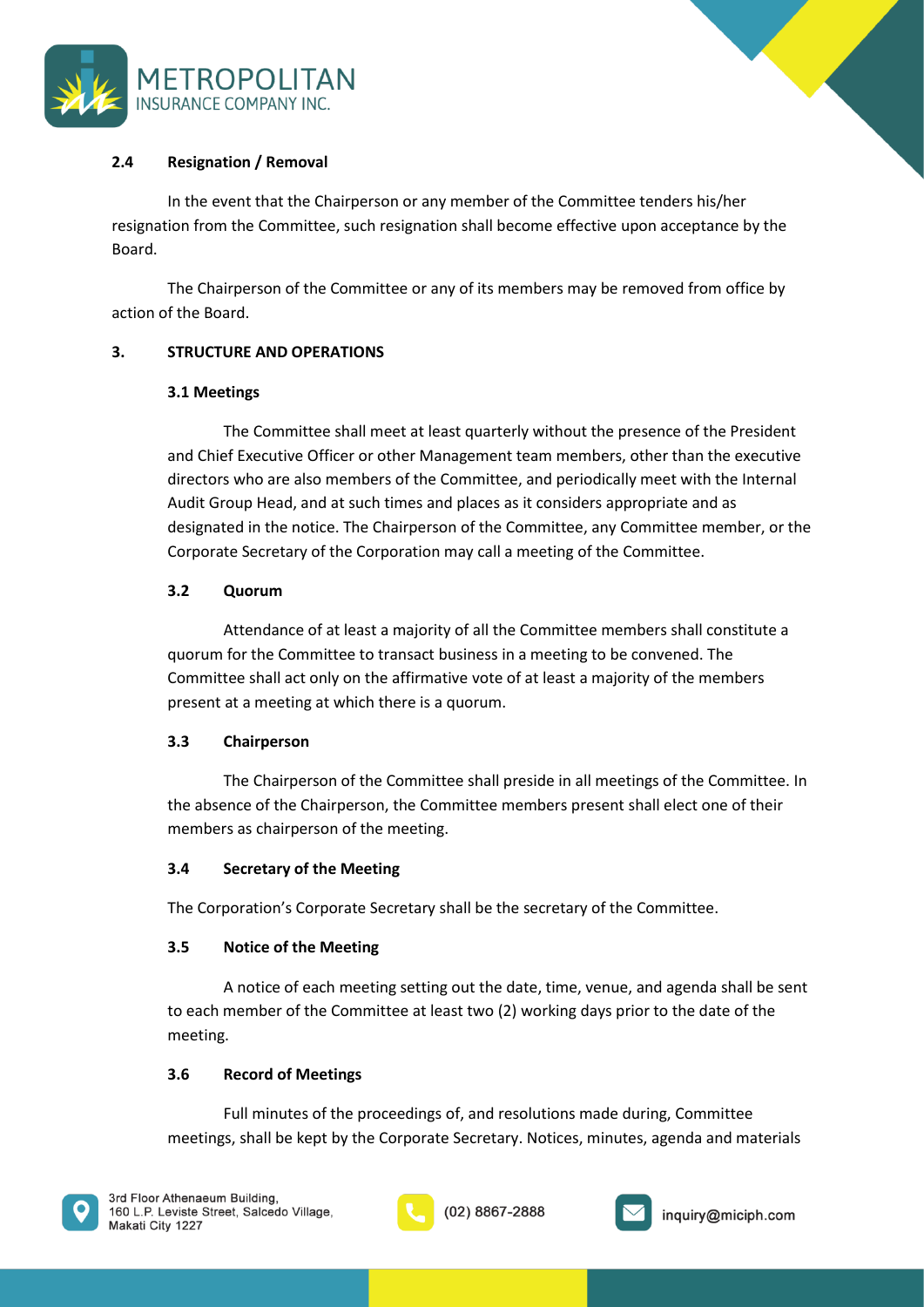### 2.4 Resignation / Removal

In the event that the Chairperson or any member of the Committee tenders his/her resignation from the Committee, such resignation shall become effective upon acceptance by the Board.

The Chairperson of the Committee or any of its members may be removed from office by action of the Board.

## 3. STRUCTURE AND OPERATIONS

### 3.1 Meetings

The Committee shall meet at least quarterly without the presence of the President and Chief Executive Officer or other Management team members, other than the executive directors who are also members of the Committee, and periodically meet with the Internal Audit Group Head, and at such times and places as it considers appropriate and as designated in the notice. The Chairperson of the Committee, any Committee member, or the Corporate Secretary of the Corporation may call a meeting of the Committee.

### 3.2 Quorum

Attendance of at least a majority of all the Committee members shall constitute a quorum for the Committee to transact business in a meeting to be convened. The Committee shall act only on the affirmative vote of at least a majority of the members present at a meeting at which there is a quorum.

### 3.3 Chairperson

The Chairperson of the Committee shall preside in all meetings of the Committee. In the absence of the Chairperson, the Committee members present shall elect one of their members as chairperson of the meeting.

### 3.4 Secretary of the Meeting

The Corporation's Corporate Secretary shall be the secretary of the Committee.

### 3.5 Notice of the Meeting

A notice of each meeting setting out the date, time, venue, and agenda shall be sent to each member of the Committee at least two (2) working days prior to the date of the meeting.

### 3.6 Record of Meetings

Full minutes of the proceedings of, and resolutions made during, Committee meetings, shall be kept by the Corporate Secretary. Notices, minutes, agenda and materials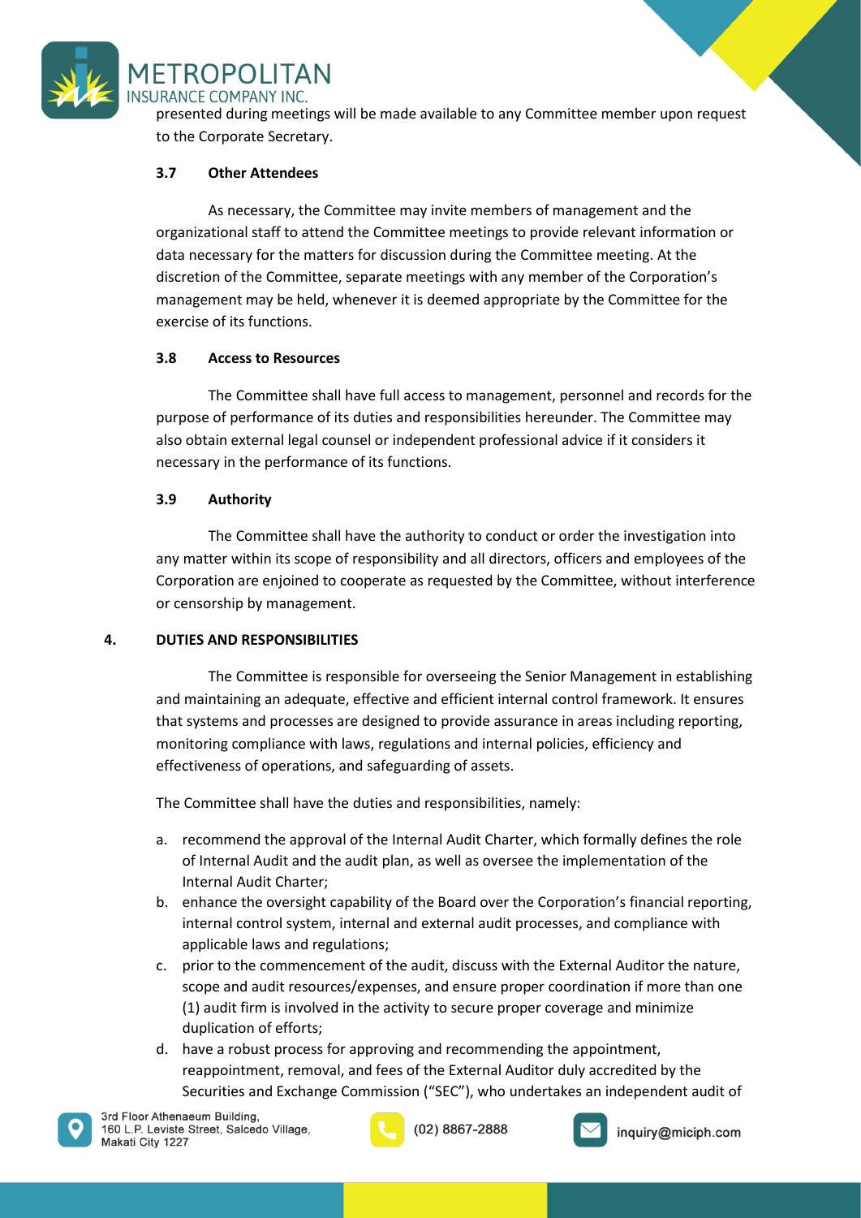presented during meetings will be made available to any Committee member upon request to the Corporate Secretary.

### 3.7 Other Attendees

As necessary, the Committee may invite members of management and the organizational staff to attend the Committee meetings to provide relevant information or data necessary for the matters for discussion during the Committee meeting. At the discretion of the Committee, separate meetings with any member of the Corporation's management may be held, whenever it is deemed appropriate by the Committee for the exercise of its functions.

### 3.8 Access to Resources

The Committee shall have full access to management, personnel and records for the purpose of performance of its duties and responsibilities hereunder. The Committee may also obtain external legal counsel or independent professional advice if it considers it necessary in the performance of its functions.

### 3.9 Authority

The Committee shall have the authority to conduct or order the investigation into any matter within its scope of responsibility and all directors, officers and employees of the Corporation are enjoined to cooperate as requested by the Committee, without interference or censorship by management.

## 4. DUTIES AND RESPONSIBILITIES

The Committee is responsible for overseeing the Senior Management in establishing and maintaining an adequate, effective and efficient internal control framework. It ensures that systems and processes are designed to provide assurance in areas including reporting, monitoring compliance with laws, regulations and internal policies, efficiency and effectiveness of operations, and safeguarding of assets.

The Committee shall have the duties and responsibilities, namely:

a. recommend the approval of the Internal Audit Charter, which formally defines the role of Internal Audit and the audit plan, as well as oversee the implementation of the Internal Audit Charter;
b. enhance the oversight capability of the Board over the Corporation's financial reporting, internal control system, internal and external audit processes, and compliance with applicable laws and regulations;
c. prior to the commencement of the audit, discuss with the External Auditor the nature, scope and audit resources/expenses, and ensure proper coordination if more than one (1) audit firm is involved in the activity to secure proper coverage and minimize duplication of efforts;
d. have a robust process for approving and recommending the appointment, reappointment, removal, and fees of the External Auditor duly accredited by the Securities and Exchange Commission ("SEC"), who undertakes an independent audit of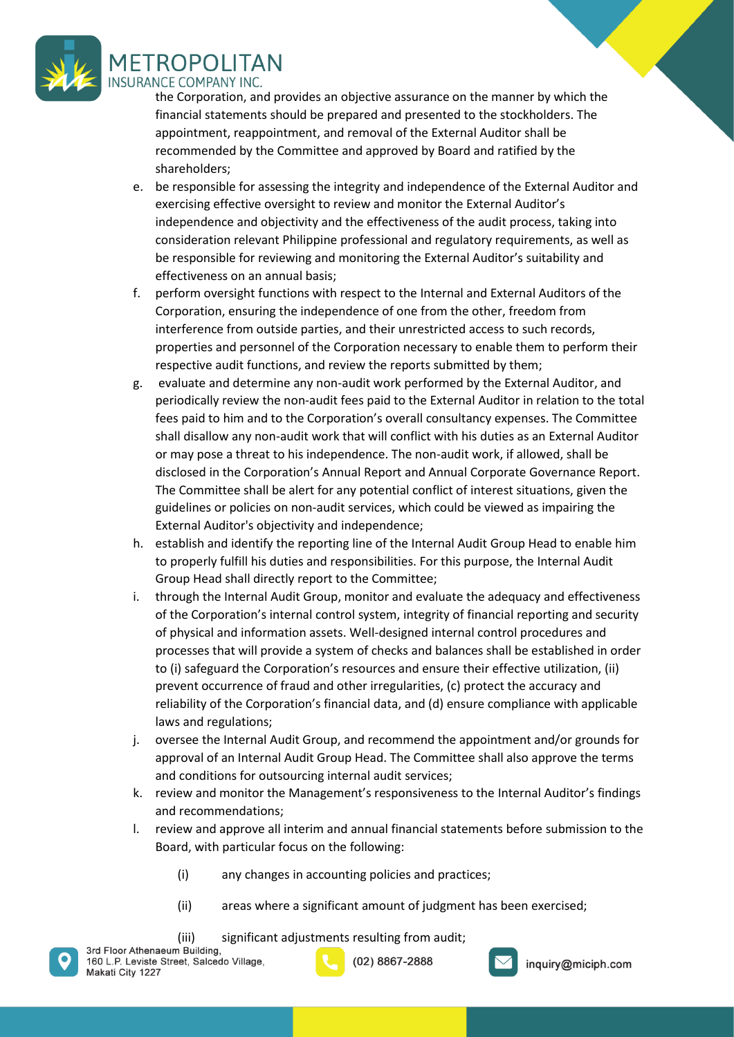the Corporation, and provides an objective assurance on the manner by which the financial statements should be prepared and presented to the stockholders. The appointment, reappointment, and removal of the External Auditor shall be recommended by the Committee and approved by Board and ratified by the shareholders;

e. be responsible for assessing the integrity and independence of the External Auditor and exercising effective oversight to review and monitor the External Auditor's independence and objectivity and the effectiveness of the audit process, taking into consideration relevant Philippine professional and regulatory requirements, as well as be responsible for reviewing and monitoring the External Auditor's suitability and effectiveness on an annual basis;

f. perform oversight functions with respect to the Internal and External Auditors of the Corporation, ensuring the independence of one from the other, freedom from interference from outside parties, and their unrestricted access to such records, properties and personnel of the Corporation necessary to enable them to perform their respective audit functions, and review the reports submitted by them;

g. evaluate and determine any non-audit work performed by the External Auditor, and periodically review the non-audit fees paid to the External Auditor in relation to the total fees paid to him and to the Corporation's overall consultancy expenses. The Committee shall disallow any non-audit work that will conflict with his duties as an External Auditor or may pose a threat to his independence. The non-audit work, if allowed, shall be disclosed in the Corporation's Annual Report and Annual Corporate Governance Report. The Committee shall be alert for any potential conflict of interest situations, given the guidelines or policies on non-audit services, which could be viewed as impairing the External Auditor's objectivity and independence;

h. establish and identify the reporting line of the Internal Audit Group Head to enable him to properly fulfill his duties and responsibilities. For this purpose, the Internal Audit Group Head shall directly report to the Committee;

i. through the Internal Audit Group, monitor and evaluate the adequacy and effectiveness of the Corporation's internal control system, integrity of financial reporting and security of physical and information assets. Well-designed internal control procedures and processes that will provide a system of checks and balances shall be established in order to (i) safeguard the Corporation's resources and ensure their effective utilization, (ii) prevent occurrence of fraud and other irregularities, (c) protect the accuracy and reliability of the Corporation's financial data, and (d) ensure compliance with applicable laws and regulations;

j. oversee the Internal Audit Group, and recommend the appointment and/or grounds for approval of an Internal Audit Group Head. The Committee shall also approve the terms and conditions for outsourcing internal audit services;

k. review and monitor the Management's responsiveness to the Internal Auditor's findings and recommendations;

l. review and approve all interim and annual financial statements before submission to the Board, with particular focus on the following:

   (i) any changes in accounting policies and practices;

   (ii) areas where a significant amount of judgment has been exercised;

   (iii) significant adjustments resulting from audit;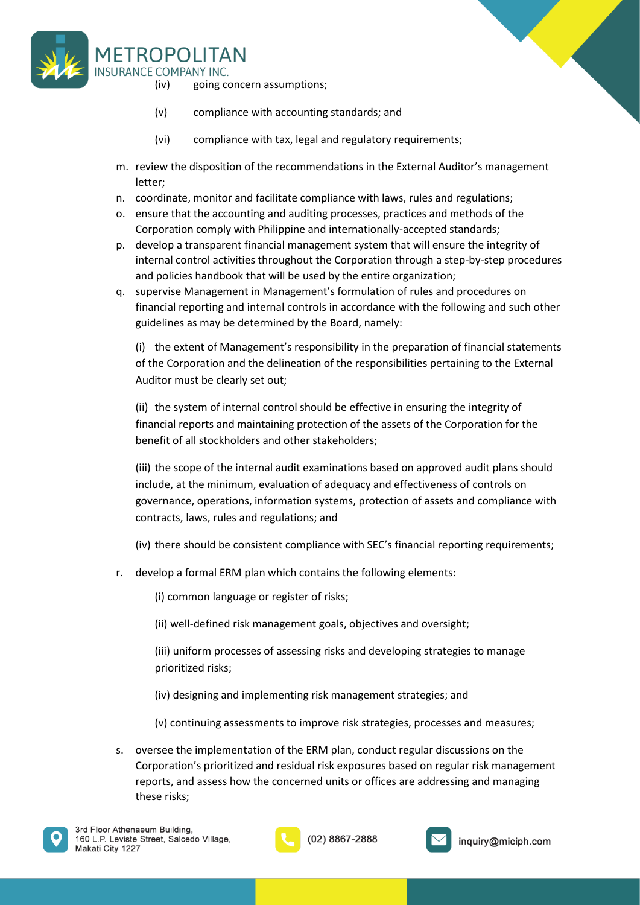(iv) going concern assumptions;

(v) compliance with accounting standards; and

(vi) compliance with tax, legal and regulatory requirements;

m. review the disposition of the recommendations in the External Auditor's management letter;
n. coordinate, monitor and facilitate compliance with laws, rules and regulations;
o. ensure that the accounting and auditing processes, practices and methods of the Corporation comply with Philippine and internationally-accepted standards;
p. develop a transparent financial management system that will ensure the integrity of internal control activities throughout the Corporation through a step-by-step procedures and policies handbook that will be used by the entire organization;
q. supervise Management in Management's formulation of rules and procedures on financial reporting and internal controls in accordance with the following and such other guidelines as may be determined by the Board, namely:

   (i) the extent of Management's responsibility in the preparation of financial statements of the Corporation and the delineation of the responsibilities pertaining to the External Auditor must be clearly set out;

   (ii) the system of internal control should be effective in ensuring the integrity of financial reports and maintaining protection of the assets of the Corporation for the benefit of all stockholders and other stakeholders;

   (iii) the scope of the internal audit examinations based on approved audit plans should include, at the minimum, evaluation of adequacy and effectiveness of controls on governance, operations, information systems, protection of assets and compliance with contracts, laws, rules and regulations; and

   (iv) there should be consistent compliance with SEC's financial reporting requirements;

r. develop a formal ERM plan which contains the following elements:

   (i) common language or register of risks;

   (ii) well-defined risk management goals, objectives and oversight;

   (iii) uniform processes of assessing risks and developing strategies to manage prioritized risks;

   (iv) designing and implementing risk management strategies; and

   (v) continuing assessments to improve risk strategies, processes and measures;

s. oversee the implementation of the ERM plan, conduct regular discussions on the Corporation's prioritized and residual risk exposures based on regular risk management reports, and assess how the concerned units or offices are addressing and managing these risks;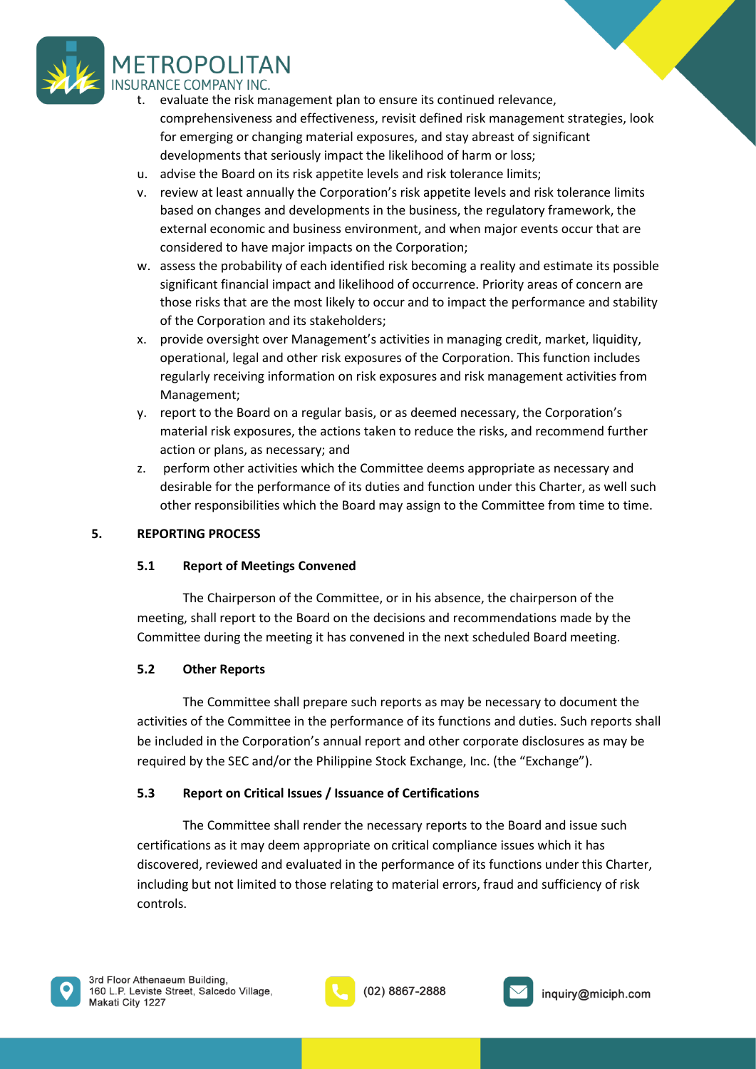t. evaluate the risk management plan to ensure its continued relevance, comprehensiveness and effectiveness, revisit defined risk management strategies, look for emerging or changing material exposures, and stay abreast of significant developments that seriously impact the likelihood of harm or loss;

u. advise the Board on its risk appetite levels and risk tolerance limits;

v. review at least annually the Corporation's risk appetite levels and risk tolerance limits based on changes and developments in the business, the regulatory framework, the external economic and business environment, and when major events occur that are considered to have major impacts on the Corporation;

w. assess the probability of each identified risk becoming a reality and estimate its possible significant financial impact and likelihood of occurrence. Priority areas of concern are those risks that are the most likely to occur and to impact the performance and stability of the Corporation and its stakeholders;

x. provide oversight over Management's activities in managing credit, market, liquidity, operational, legal and other risk exposures of the Corporation. This function includes regularly receiving information on risk exposures and risk management activities from Management;

y. report to the Board on a regular basis, or as deemed necessary, the Corporation's material risk exposures, the actions taken to reduce the risks, and recommend further action or plans, as necessary; and

z. perform other activities which the Committee deems appropriate as necessary and desirable for the performance of its duties and function under this Charter, as well such other responsibilities which the Board may assign to the Committee from time to time.

## 5. REPORTING PROCESS

### 5.1 Report of Meetings Convened

The Chairperson of the Committee, or in his absence, the chairperson of the meeting, shall report to the Board on the decisions and recommendations made by the Committee during the meeting it has convened in the next scheduled Board meeting.

### 5.2 Other Reports

The Committee shall prepare such reports as may be necessary to document the activities of the Committee in the performance of its functions and duties. Such reports shall be included in the Corporation's annual report and other corporate disclosures as may be required by the SEC and/or the Philippine Stock Exchange, Inc. (the "Exchange").

### 5.3 Report on Critical Issues / Issuance of Certifications

The Committee shall render the necessary reports to the Board and issue such certifications as it may deem appropriate on critical compliance issues which it has discovered, reviewed and evaluated in the performance of its functions under this Charter, including but not limited to those relating to material errors, fraud and sufficiency of risk controls.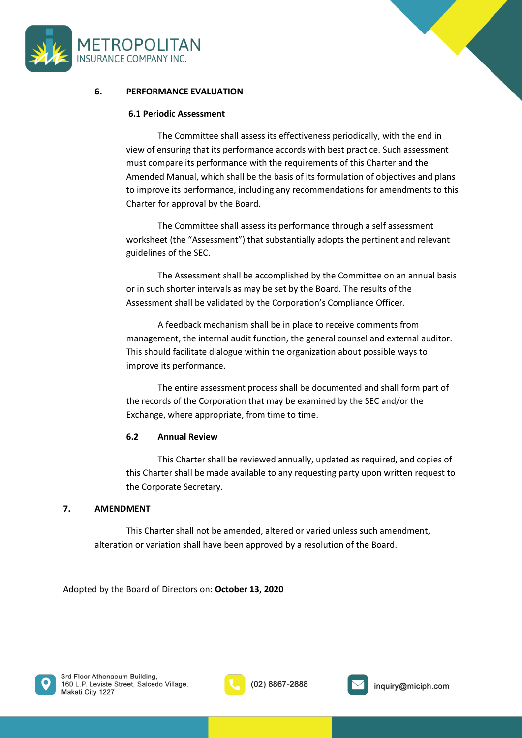## 6. PERFORMANCE EVALUATION

### 6.1 Periodic Assessment

The Committee shall assess its effectiveness periodically, with the end in view of ensuring that its performance accords with best practice. Such assessment must compare its performance with the requirements of this Charter and the Amended Manual, which shall be the basis of its formulation of objectives and plans to improve its performance, including any recommendations for amendments to this Charter for approval by the Board.

The Committee shall assess its performance through a self assessment worksheet (the "Assessment") that substantially adopts the pertinent and relevant guidelines of the SEC.

The Assessment shall be accomplished by the Committee on an annual basis or in such shorter intervals as may be set by the Board. The results of the Assessment shall be validated by the Corporation's Compliance Officer.

A feedback mechanism shall be in place to receive comments from management, the internal audit function, the general counsel and external auditor. This should facilitate dialogue within the organization about possible ways to improve its performance.

The entire assessment process shall be documented and shall form part of the records of the Corporation that may be examined by the SEC and/or the Exchange, where appropriate, from time to time.

### 6.2 Annual Review

This Charter shall be reviewed annually, updated as required, and copies of this Charter shall be made available to any requesting party upon written request to the Corporate Secretary.

## 7. AMENDMENT

This Charter shall not be amended, altered or varied unless such amendment, alteration or variation shall have been approved by a resolution of the Board.

Adopted by the Board of Directors on: **October 13, 2020**